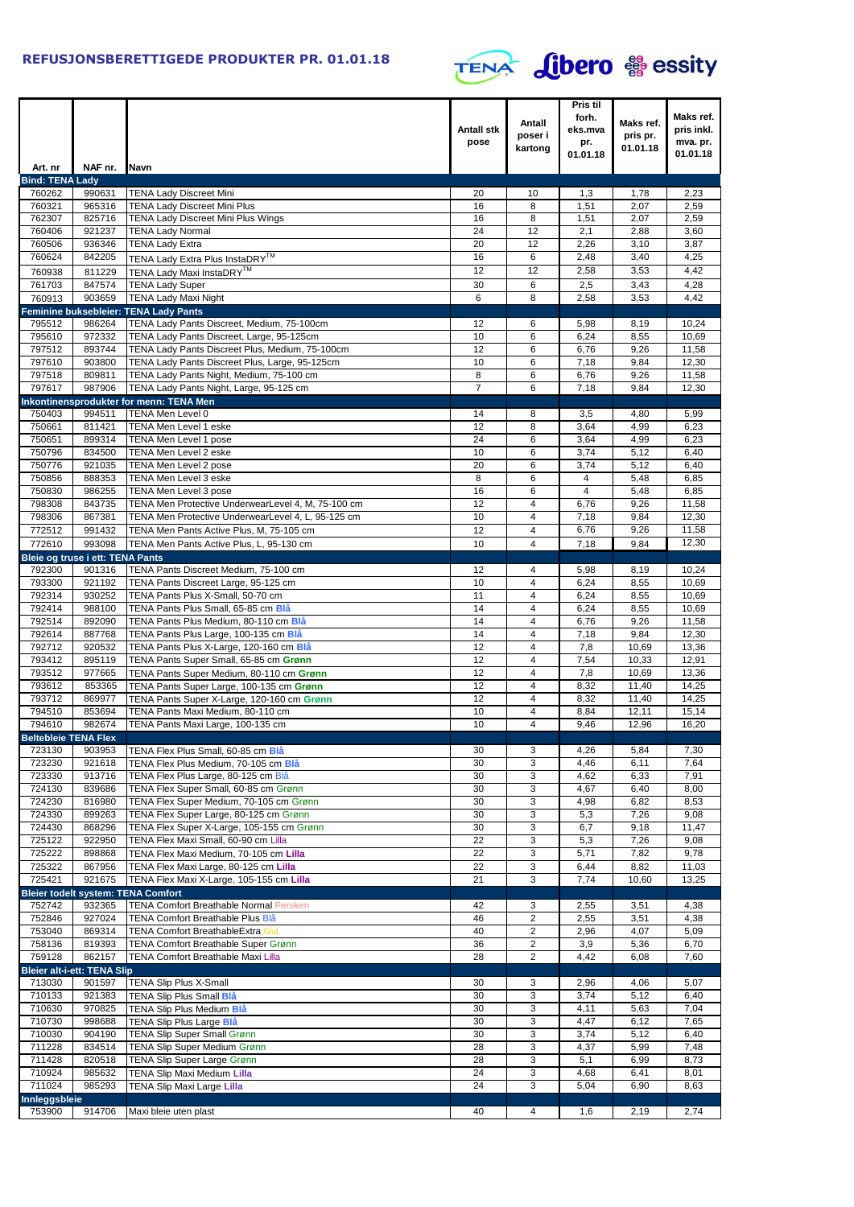# REFUSJONSBERETTIGEDE PRODUKTER PR. 01.01.18

TENA Libero essity

| Art. nr | NAF nr. | Navn | Antall stk pose | Antall poser i kartong | Pris til forh. eks.mva pr. 01.01.18 | Maks ref. pris pr. 01.01.18 | Maks ref. pris inkl. mva. pr. 01.01.18 |
|---|---|---|---|---|---|---|---|
| **Bind: TENA Lady** | | | | | | | |
| 760262 | 990631 | TENA Lady Discreet Mini | 20 | 10 | 1,3 | 1,78 | 2,23 |
| 760321 | 965316 | TENA Lady Discreet Mini Plus | 16 | 8 | 1,51 | 2,07 | 2,59 |
| 762307 | 825716 | TENA Lady Discreet Mini Plus Wings | 16 | 8 | 1,51 | 2,07 | 2,59 |
| 760406 | 921237 | TENA Lady Normal | 24 | 12 | 2,1 | 2,88 | 3,60 |
| 760506 | 936346 | TENA Lady Extra | 20 | 12 | 2,26 | 3,10 | 3,87 |
| 760624 | 842205 | TENA Lady Extra Plus InstaDRY™ | 16 | 6 | 2,48 | 3,40 | 4,25 |
| 760938 | 811229 | TENA Lady Maxi InstaDRY™ | 12 | 12 | 2,58 | 3,53 | 4,42 |
| 761703 | 847574 | TENA Lady Super | 30 | 6 | 2,5 | 3,43 | 4,28 |
| 760913 | 903659 | TENA Lady Maxi Night | 6 | 8 | 2,58 | 3,53 | 4,42 |
| **Feminine buksebleier: TENA Lady Pants** | | | | | | | |
| 795512 | 986264 | TENA Lady Pants Discreet, Medium, 75-100cm | 12 | 6 | 5,98 | 8,19 | 10,24 |
| 795610 | 972332 | TENA Lady Pants Discreet, Large, 95-125cm | 10 | 6 | 6,24 | 8,55 | 10,69 |
| 797512 | 893744 | TENA Lady Pants Discreet Plus, Medium, 75-100cm | 12 | 6 | 6,76 | 9,26 | 11,58 |
| 797610 | 903800 | TENA Lady Pants Discreet Plus, Large, 95-125cm | 10 | 6 | 7,18 | 9,84 | 12,30 |
| 797518 | 809811 | TENA Lady Pants Night, Medium, 75-100 cm | 8 | 6 | 6,76 | 9,26 | 11,58 |
| 797617 | 987906 | TENA Lady Pants Night, Large, 95-125 cm | 7 | 6 | 7,18 | 9,84 | 12,30 |
| **Inkontinensprodukter for menn: TENA Men** | | | | | | | |
| 750403 | 994511 | TENA Men Level 0 | 14 | 8 | 3,5 | 4,80 | 5,99 |
| 750661 | 811421 | TENA Men Level 1 eske | 12 | 8 | 3,64 | 4,99 | 6,23 |
| 750651 | 899314 | TENA Men Level 1 pose | 24 | 6 | 3,64 | 4,99 | 6,23 |
| 750796 | 834500 | TENA Men Level 2 eske | 10 | 6 | 3,74 | 5,12 | 6,40 |
| 750776 | 921035 | TENA Men Level 2 pose | 20 | 6 | 3,74 | 5,12 | 6,40 |
| 750856 | 888353 | TENA Men Level 3 eske | 8 | 6 | 4 | 5,48 | 6,85 |
| 750830 | 986255 | TENA Men Level 3 pose | 16 | 6 | 4 | 5,48 | 6,85 |
| 798308 | 843735 | TENA Men Protective UnderwearLevel 4, M, 75-100 cm | 12 | 4 | 6,76 | 9,26 | 11,58 |
| 798306 | 867381 | TENA Men Protective UnderwearLevel 4, L, 95-125 cm | 10 | 4 | 7,18 | 9,84 | 12,30 |
| 772512 | 991432 | TENA Men Pants Active Plus, M, 75-105 cm | 12 | 4 | 6,76 | 9,26 | 11,58 |
| 772610 | 993098 | TENA Men Pants Active Plus, L, 95-130 cm | 10 | 4 | 7,18 | 9,84 | 12,30 |
| **Bleie og truse i ett: TENA Pants** | | | | | | | |
| 792300 | 901316 | TENA Pants Discreet Medium, 75-100 cm | 12 | 4 | 5,98 | 8,19 | 10,24 |
| 793300 | 921192 | TENA Pants Discreet Large, 95-125 cm | 10 | 4 | 6,24 | 8,55 | 10,69 |
| 792314 | 930252 | TENA Pants Plus X-Small, 50-70 cm | 11 | 4 | 6,24 | 8,55 | 10,69 |
| 792414 | 988100 | TENA Pants Plus Small, 65-85 cm **Blå** | 14 | 4 | 6,24 | 8,55 | 10,69 |
| 792514 | 892090 | TENA Pants Plus Medium, 80-110 cm **Blå** | 14 | 4 | 6,76 | 9,26 | 11,58 |
| 792614 | 887768 | TENA Pants Plus Large, 100-135 cm **Blå** | 14 | 4 | 7,18 | 9,84 | 12,30 |
| 792712 | 920532 | TENA Pants Plus X-Large, 120-160 cm **Blå** | 12 | 4 | 7,8 | 10,69 | 13,36 |
| 793412 | 895119 | TENA Pants Super Small, 65-85 cm **Grønn** | 12 | 4 | 7,54 | 10,33 | 12,91 |
| 793512 | 977665 | TENA Pants Super Medium, 80-110 cm **Grønn** | 12 | 4 | 7,8 | 10,69 | 13,36 |
| 793612 | 853365 | TENA Pants Super Large, 100-135 cm **Grønn** | 12 | 4 | 8,32 | 11,40 | 14,25 |
| 793712 | 869977 | TENA Pants Super X-Large, 120-160 cm **Grønn** | 12 | 4 | 8,32 | 11,40 | 14,25 |
| 794510 | 853694 | TENA Pants Maxi Medium, 80-110 cm | 10 | 4 | 8,84 | 12,11 | 15,14 |
| 794610 | 982674 | TENA Pants Maxi Large, 100-135 cm | 10 | 4 | 9,46 | 12,96 | 16,20 |
| **Beltebleie TENA Flex** | | | | | | | |
| 723130 | 903953 | TENA Flex Plus Small, 60-85 cm **Blå** | 30 | 3 | 4,26 | 5,84 | 7,30 |
| 723230 | 921618 | TENA Flex Plus Medium, 70-105 cm **Blå** | 30 | 3 | 4,46 | 6,11 | 7,64 |
| 723330 | 913716 | TENA Flex Plus Large, 80-125 cm Blå | 30 | 3 | 4,62 | 6,33 | 7,91 |
| 724130 | 839686 | TENA Flex Super Small, 60-85 cm Grønn | 30 | 3 | 4,67 | 6,40 | 8,00 |
| 724230 | 816980 | TENA Flex Super Medium, 70-105 cm Grønn | 30 | 3 | 4,98 | 6,82 | 8,53 |
| 724330 | 899263 | TENA Flex Super Large, 80-125 cm Grønn | 30 | 3 | 5,3 | 7,26 | 9,08 |
| 724430 | 868296 | TENA Flex Super X-Large, 105-155 cm Grønn | 30 | 3 | 6,7 | 9,18 | 11,47 |
| 725122 | 922950 | TENA Flex Maxi Small, 60-90 cm Lilla | 22 | 3 | 5,3 | 7,26 | 9,08 |
| 725222 | 898868 | TENA Flex Maxi Medium, 70-105 cm **Lilla** | 22 | 3 | 5,71 | 7,82 | 9,78 |
| 725322 | 867956 | TENA Flex Maxi Large, 80-125 cm **Lilla** | 22 | 3 | 6,44 | 8,82 | 11,03 |
| 725421 | 921675 | TENA Flex Maxi X-Large, 105-155 cm **Lilla** | 21 | 3 | 7,74 | 10,60 | 13,25 |
| **Bleier todelt system: TENA Comfort** | | | | | | | |
| 752742 | 932365 | TENA Comfort Breathable Normal Fersken | 42 | 3 | 2,55 | 3,51 | 4,38 |
| 752846 | 927024 | TENA Comfort Breathable Plus Blå | 46 | 2 | 2,55 | 3,51 | 4,38 |
| 753040 | 869314 | TENA Comfort BreathableExtra Gul | 40 | 2 | 2,96 | 4,07 | 5,09 |
| 758136 | 819393 | TENA Comfort Breathable Super Grønn | 36 | 2 | 3,9 | 5,36 | 6,70 |
| 759128 | 862157 | TENA Comfort Breathable Maxi Lilla | 28 | 2 | 4,42 | 6,08 | 7,60 |
| **Bleier alt-i-ett: TENA Slip** | | | | | | | |
| 713030 | 901597 | TENA Slip Plus X-Small | 30 | 3 | 2,96 | 4,06 | 5,07 |
| 710133 | 921383 | TENA Slip Plus Small **Blå** | 30 | 3 | 3,74 | 5,12 | 6,40 |
| 710630 | 970825 | TENA Slip Plus Medium **Blå** | 30 | 3 | 4,11 | 5,63 | 7,04 |
| 710730 | 998688 | TENA Slip Plus Large **Blå** | 30 | 3 | 4,47 | 6,12 | 7,65 |
| 710030 | 904190 | TENA Slip Super Small Grønn | 30 | 3 | 3,74 | 5,12 | 6,40 |
| 711228 | 834514 | TENA Slip Super Medium Grønn | 28 | 3 | 4,37 | 5,99 | 7,48 |
| 711428 | 820518 | TENA Slip Super Large Grønn | 28 | 3 | 5,1 | 6,99 | 8,73 |
| 710924 | 985632 | TENA Slip Maxi Medium **Lilla** | 24 | 3 | 4,68 | 6,41 | 8,01 |
| 711024 | 985293 | TENA Slip Maxi Large **Lilla** | 24 | 3 | 5,04 | 6,90 | 8,63 |
| **Innleggsbleie** | | | | | | | |
| 753900 | 914706 | Maxi bleie uten plast | 40 | 4 | 1,6 | 2,19 | 2,74 |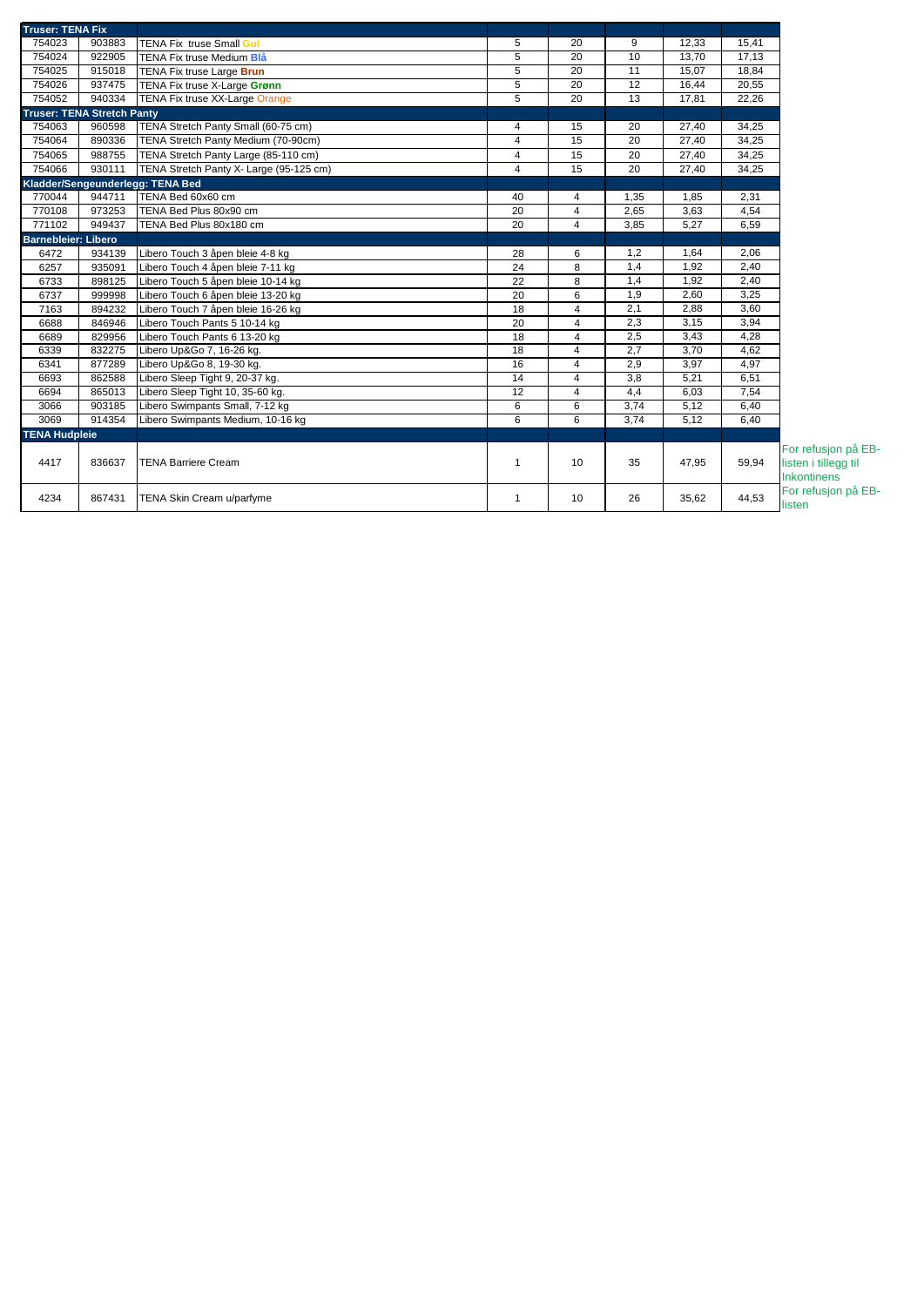| | | | | | | | | |
|---|---|---|---|---|---|---|---|---|
| **Truser: TENA Fix** | | | | | | | | |
| 754023 | 903883 | TENA Fix truse Small Gul | 5 | 20 | 9 | 12,33 | 15,41 | |
| 754024 | 922905 | TENA Fix truse Medium **Blå** | 5 | 20 | 10 | 13,70 | 17,13 | |
| 754025 | 915018 | TENA Fix truse Large **Brun** | 5 | 20 | 11 | 15,07 | 18,84 | |
| 754026 | 937475 | TENA Fix truse X-Large **Grønn** | 5 | 20 | 12 | 16,44 | 20,55 | |
| 754052 | 940334 | TENA Fix truse XX-Large Orange | 5 | 20 | 13 | 17,81 | 22,26 | |
| **Truser: TENA Stretch Panty** | | | | | | | | |
| 754063 | 960598 | TENA Stretch Panty Small (60-75 cm) | 4 | 15 | 20 | 27,40 | 34,25 | |
| 754064 | 890336 | TENA Stretch Panty Medium (70-90cm) | 4 | 15 | 20 | 27,40 | 34,25 | |
| 754065 | 988755 | TENA Stretch Panty Large (85-110 cm) | 4 | 15 | 20 | 27,40 | 34,25 | |
| 754066 | 930111 | TENA Stretch Panty X- Large (95-125 cm) | 4 | 15 | 20 | 27,40 | 34,25 | |
| **Kladder/Sengeunderlegg: TENA Bed** | | | | | | | | |
| 770044 | 944711 | TENA Bed 60x60 cm | 40 | 4 | 1,35 | 1,85 | 2,31 | |
| 770108 | 973253 | TENA Bed Plus 80x90 cm | 20 | 4 | 2,65 | 3,63 | 4,54 | |
| 771102 | 949437 | TENA Bed Plus 80x180 cm | 20 | 4 | 3,85 | 5,27 | 6,59 | |
| **Barnebleier: Libero** | | | | | | | | |
| 6472 | 934139 | Libero Touch 3 åpen bleie 4-8 kg | 28 | 6 | 1,2 | 1,64 | 2,06 | |
| 6257 | 935091 | Libero Touch 4 åpen bleie 7-11 kg | 24 | 8 | 1,4 | 1,92 | 2,40 | |
| 6733 | 898125 | Libero Touch 5 åpen bleie 10-14 kg | 22 | 8 | 1,4 | 1,92 | 2,40 | |
| 6737 | 999998 | Libero Touch 6 åpen bleie 13-20 kg | 20 | 6 | 1,9 | 2,60 | 3,25 | |
| 7163 | 894232 | Libero Touch 7 åpen bleie 16-26 kg | 18 | 4 | 2,1 | 2,88 | 3,60 | |
| 6688 | 846946 | Libero Touch Pants 5 10-14 kg | 20 | 4 | 2,3 | 3,15 | 3,94 | |
| 6689 | 829956 | Libero Touch Pants 6 13-20 kg | 18 | 4 | 2,5 | 3,43 | 4,28 | |
| 6339 | 832275 | Libero Up&Go 7, 16-26 kg. | 18 | 4 | 2,7 | 3,70 | 4,62 | |
| 6341 | 877289 | Libero Up&Go 8, 19-30 kg. | 16 | 4 | 2,9 | 3,97 | 4,97 | |
| 6693 | 862588 | Libero Sleep Tight 9, 20-37 kg. | 14 | 4 | 3,8 | 5,21 | 6,51 | |
| 6694 | 865013 | Libero Sleep Tight 10, 35-60 kg. | 12 | 4 | 4,4 | 6,03 | 7,54 | |
| 3066 | 903185 | Libero Swimpants Small, 7-12 kg | 6 | 6 | 3,74 | 5,12 | 6,40 | |
| 3069 | 914354 | Libero Swimpants Medium, 10-16 kg | 6 | 6 | 3,74 | 5,12 | 6,40 | |
| **TENA Hudpleie** | | | | | | | | |
| 4417 | 836637 | TENA Barriere Cream | 1 | 10 | 35 | 47,95 | 59,94 | For refusjon på EB-listen i tillegg til Inkontinens |
| 4234 | 867431 | TENA Skin Cream u/parfyme | 1 | 10 | 26 | 35,62 | 44,53 | For refusjon på EB-listen |